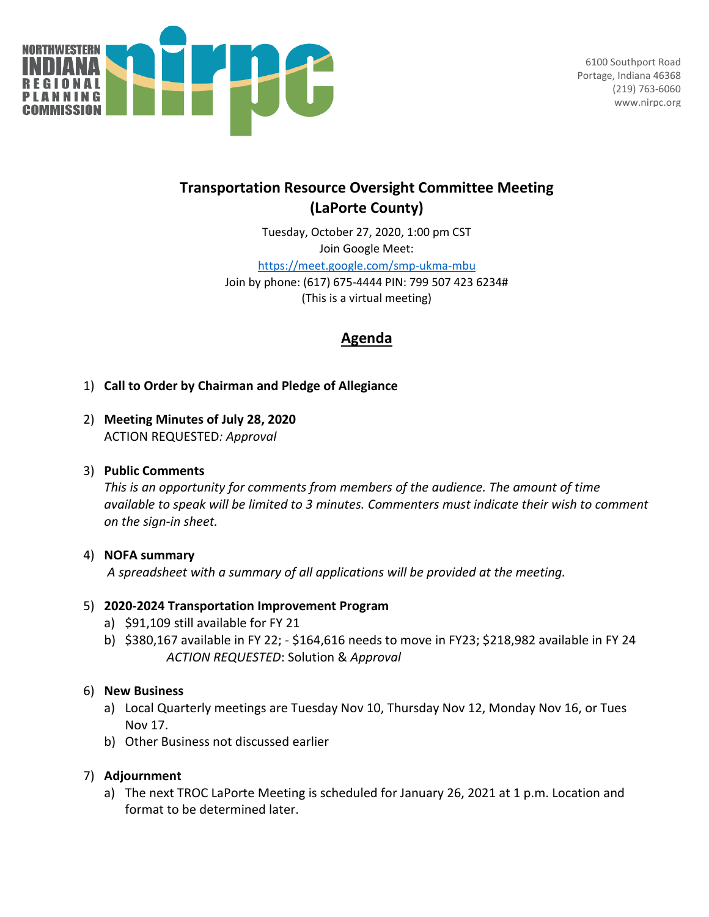NORTHWESTERN INDIANA REGIONAL PLANNING COMMISSION

6100 Southport Road
Portage, Indiana 46368
(219) 763-6060
www.nirpc.org

# Transportation Resource Oversight Committee Meeting (LaPorte County)

Tuesday, October 27, 2020, 1:00 pm CST
Join Google Meet:
https://meet.google.com/smp-ukma-mbu
Join by phone: (617) 675-4444 PIN: 799 507 423 6234#
(This is a virtual meeting)

## Agenda

1) **Call to Order by Chairman and Pledge of Allegiance**

2) **Meeting Minutes of July 28, 2020**
   ACTION REQUESTED*: Approval*

3) **Public Comments**
   *This is an opportunity for comments from members of the audience. The amount of time available to speak will be limited to 3 minutes. Commenters must indicate their wish to comment on the sign-in sheet.*

4) **NOFA summary**
   *A spreadsheet with a summary of all applications will be provided at the meeting.*

5) **2020-2024 Transportation Improvement Program**
   a) $91,109 still available for FY 21
   b) $380,167 available in FY 22; - $164,616 needs to move in FY23; $218,982 available in FY 24
      *ACTION REQUESTED*: Solution & *Approval*

6) **New Business**
   a) Local Quarterly meetings are Tuesday Nov 10, Thursday Nov 12, Monday Nov 16, or Tues Nov 17.
   b) Other Business not discussed earlier

7) **Adjournment**
   a) The next TROC LaPorte Meeting is scheduled for January 26, 2021 at 1 p.m. Location and format to be determined later.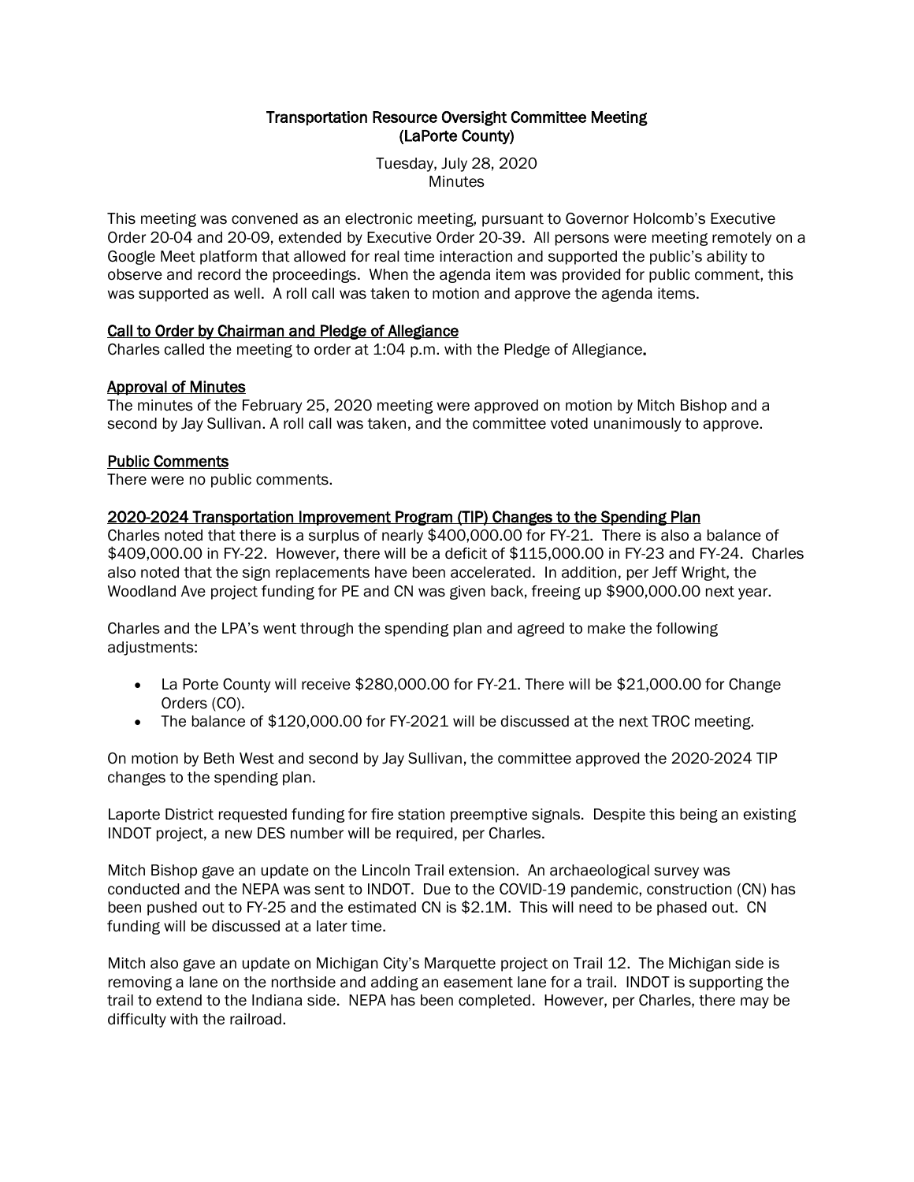# Transportation Resource Oversight Committee Meeting (LaPorte County)

Tuesday, July 28, 2020
Minutes

This meeting was convened as an electronic meeting, pursuant to Governor Holcomb's Executive Order 20-04 and 20-09, extended by Executive Order 20-39. All persons were meeting remotely on a Google Meet platform that allowed for real time interaction and supported the public's ability to observe and record the proceedings. When the agenda item was provided for public comment, this was supported as well. A roll call was taken to motion and approve the agenda items.

## Call to Order by Chairman and Pledge of Allegiance

Charles called the meeting to order at 1:04 p.m. with the Pledge of Allegiance.

## Approval of Minutes

The minutes of the February 25, 2020 meeting were approved on motion by Mitch Bishop and a second by Jay Sullivan. A roll call was taken, and the committee voted unanimously to approve.

## Public Comments

There were no public comments.

## 2020-2024 Transportation Improvement Program (TIP) Changes to the Spending Plan

Charles noted that there is a surplus of nearly $400,000.00 for FY-21. There is also a balance of $409,000.00 in FY-22. However, there will be a deficit of $115,000.00 in FY-23 and FY-24. Charles also noted that the sign replacements have been accelerated. In addition, per Jeff Wright, the Woodland Ave project funding for PE and CN was given back, freeing up $900,000.00 next year.

Charles and the LPA's went through the spending plan and agreed to make the following adjustments:

- La Porte County will receive $280,000.00 for FY-21. There will be $21,000.00 for Change Orders (CO).
- The balance of $120,000.00 for FY-2021 will be discussed at the next TROC meeting.

On motion by Beth West and second by Jay Sullivan, the committee approved the 2020-2024 TIP changes to the spending plan.

Laporte District requested funding for fire station preemptive signals. Despite this being an existing INDOT project, a new DES number will be required, per Charles.

Mitch Bishop gave an update on the Lincoln Trail extension. An archaeological survey was conducted and the NEPA was sent to INDOT. Due to the COVID-19 pandemic, construction (CN) has been pushed out to FY-25 and the estimated CN is $2.1M. This will need to be phased out. CN funding will be discussed at a later time.

Mitch also gave an update on Michigan City's Marquette project on Trail 12. The Michigan side is removing a lane on the northside and adding an easement lane for a trail. INDOT is supporting the trail to extend to the Indiana side. NEPA has been completed. However, per Charles, there may be difficulty with the railroad.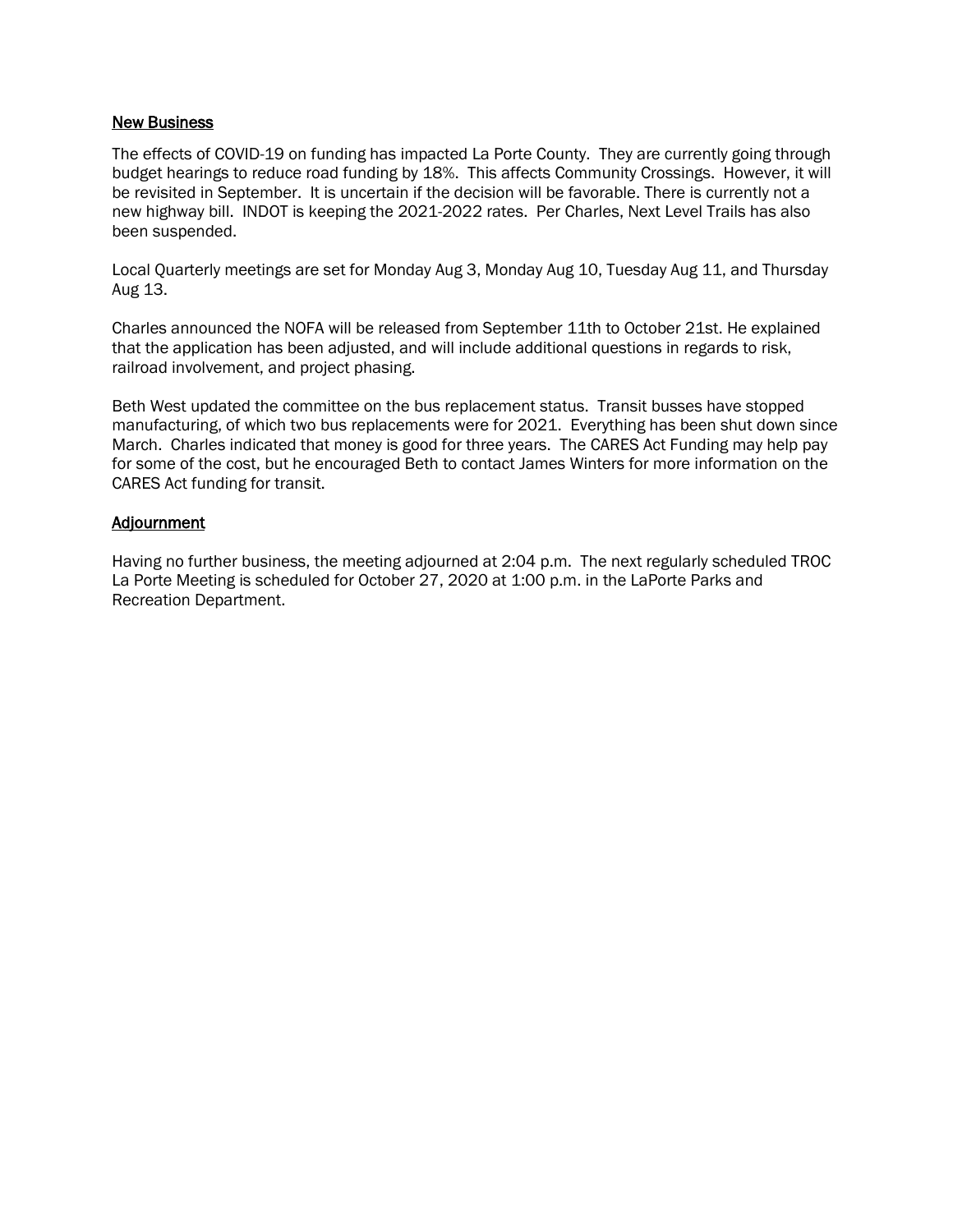## New Business

The effects of COVID-19 on funding has impacted La Porte County. They are currently going through budget hearings to reduce road funding by 18%. This affects Community Crossings. However, it will be revisited in September. It is uncertain if the decision will be favorable. There is currently not a new highway bill. INDOT is keeping the 2021-2022 rates. Per Charles, Next Level Trails has also been suspended.

Local Quarterly meetings are set for Monday Aug 3, Monday Aug 10, Tuesday Aug 11, and Thursday Aug 13.

Charles announced the NOFA will be released from September 11th to October 21st. He explained that the application has been adjusted, and will include additional questions in regards to risk, railroad involvement, and project phasing.

Beth West updated the committee on the bus replacement status. Transit busses have stopped manufacturing, of which two bus replacements were for 2021. Everything has been shut down since March. Charles indicated that money is good for three years. The CARES Act Funding may help pay for some of the cost, but he encouraged Beth to contact James Winters for more information on the CARES Act funding for transit.

## Adjournment

Having no further business, the meeting adjourned at 2:04 p.m. The next regularly scheduled TROC La Porte Meeting is scheduled for October 27, 2020 at 1:00 p.m. in the LaPorte Parks and Recreation Department.